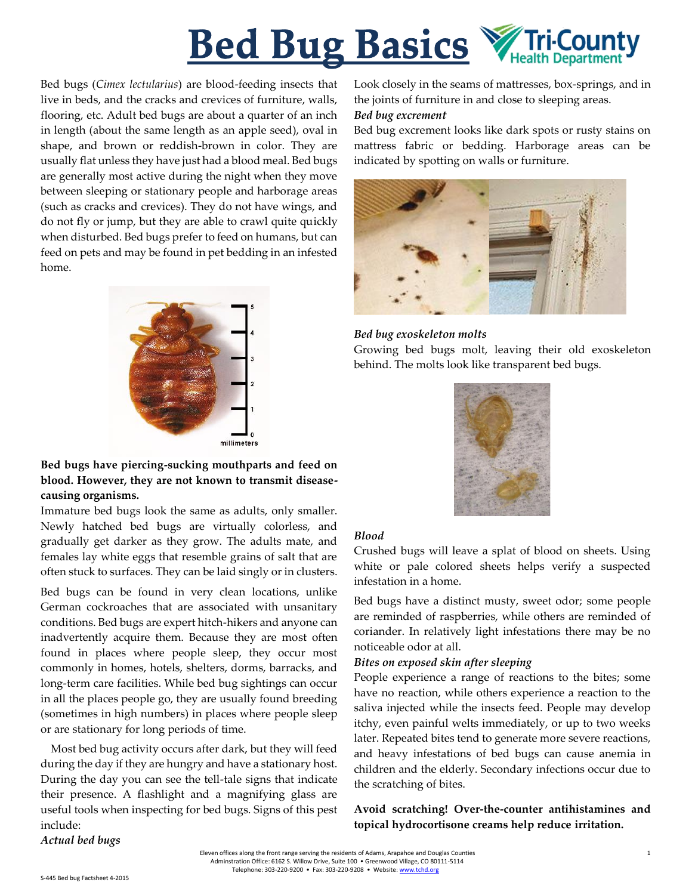# Bed Bug Basics

Bed bugs (*Cimex lectularius*) are blood-feeding insects that live in beds, and the cracks and crevices of furniture, walls, flooring, etc. Adult bed bugs are about a quarter of an inch in length (about the same length as an apple seed), oval in shape, and brown or reddish-brown in color. They are usually flat unless they have just had a blood meal. Bed bugs are generally most active during the night when they move between sleeping or stationary people and harborage areas (such as cracks and crevices). They do not have wings, and do not fly or jump, but they are able to crawl quite quickly when disturbed. Bed bugs prefer to feed on humans, but can feed on pets and may be found in pet bedding in an infested home.

**Bed bugs have piercing-sucking mouthparts and feed on blood. However, they are not known to transmit disease-causing organisms.**

Immature bed bugs look the same as adults, only smaller. Newly hatched bed bugs are virtually colorless, and gradually get darker as they grow. The adults mate, and females lay white eggs that resemble grains of salt that are often stuck to surfaces. They can be laid singly or in clusters.

Bed bugs can be found in very clean locations, unlike German cockroaches that are associated with unsanitary conditions. Bed bugs are expert hitch-hikers and anyone can inadvertently acquire them. Because they are most often found in places where people sleep, they occur most commonly in homes, hotels, shelters, dorms, barracks, and long-term care facilities. While bed bug sightings can occur in all the places people go, they are usually found breeding (sometimes in high numbers) in places where people sleep or are stationary for long periods of time.

Most bed bug activity occurs after dark, but they will feed during the day if they are hungry and have a stationary host. During the day you can see the tell-tale signs that indicate their presence. A flashlight and a magnifying glass are useful tools when inspecting for bed bugs. Signs of this pest include:

***Actual bed bugs***

Look closely in the seams of mattresses, box-springs, and in the joints of furniture in and close to sleeping areas.

***Bed bug excrement***

Bed bug excrement looks like dark spots or rusty stains on mattress fabric or bedding. Harborage areas can be indicated by spotting on walls or furniture.

***Bed bug exoskeleton molts***

Growing bed bugs molt, leaving their old exoskeleton behind. The molts look like transparent bed bugs.

***Blood***

Crushed bugs will leave a splat of blood on sheets. Using white or pale colored sheets helps verify a suspected infestation in a home.

Bed bugs have a distinct musty, sweet odor; some people are reminded of raspberries, while others are reminded of coriander. In relatively light infestations there may be no noticeable odor at all.

***Bites on exposed skin after sleeping***

People experience a range of reactions to the bites; some have no reaction, while others experience a reaction to the saliva injected while the insects feed. People may develop itchy, even painful welts immediately, or up to two weeks later. Repeated bites tend to generate more severe reactions, and heavy infestations of bed bugs can cause anemia in children and the elderly. Secondary infections occur due to the scratching of bites.

**Avoid scratching! Over-the-counter antihistamines and topical hydrocortisone creams help reduce irritation.**

Eleven offices along the front range serving the residents of Adams, Arapahoe and Douglas Counties
Adminstration Office: 6162 S. Willow Drive, Suite 100 • Greenwood Village, CO 80111-5114
Telephone: 303-220-9200 • Fax: 303-220-9208 • Website: www.tchd.org

S-445 Bed bug Factsheet 4-2015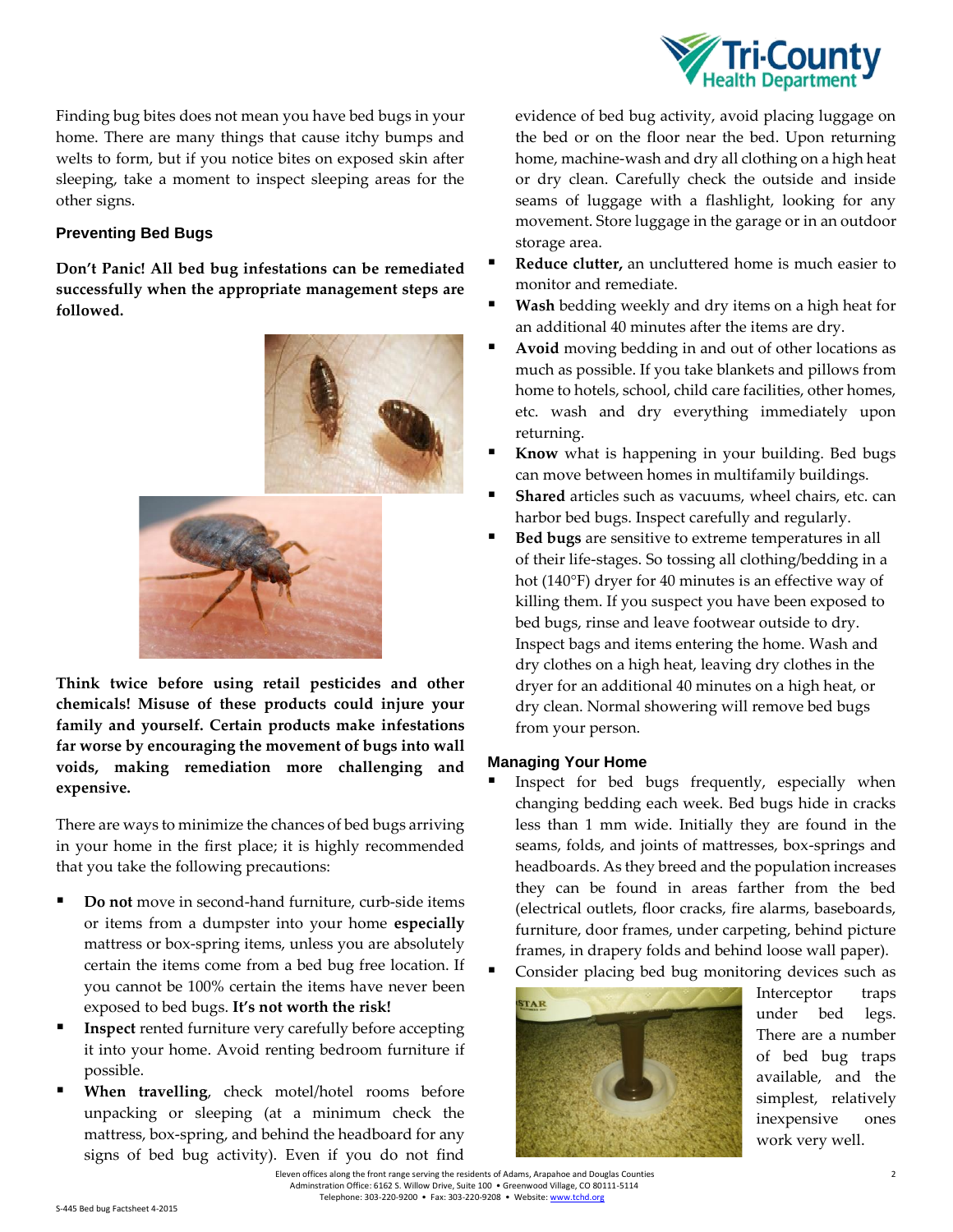Finding bug bites does not mean you have bed bugs in your home. There are many things that cause itchy bumps and welts to form, but if you notice bites on exposed skin after sleeping, take a moment to inspect sleeping areas for the other signs.

### Preventing Bed Bugs

**Don't Panic! All bed bug infestations can be remediated successfully when the appropriate management steps are followed.**

**Think twice before using retail pesticides and other chemicals! Misuse of these products could injure your family and yourself. Certain products make infestations far worse by encouraging the movement of bugs into wall voids, making remediation more challenging and expensive.**

There are ways to minimize the chances of bed bugs arriving in your home in the first place; it is highly recommended that you take the following precautions:

- **Do not** move in second-hand furniture, curb-side items or items from a dumpster into your home **especially** mattress or box-spring items, unless you are absolutely certain the items come from a bed bug free location. If you cannot be 100% certain the items have never been exposed to bed bugs. **It's not worth the risk!**
- **Inspect** rented furniture very carefully before accepting it into your home. Avoid renting bedroom furniture if possible.
- **When travelling**, check motel/hotel rooms before unpacking or sleeping (at a minimum check the mattress, box-spring, and behind the headboard for any signs of bed bug activity). Even if you do not find evidence of bed bug activity, avoid placing luggage on the bed or on the floor near the bed. Upon returning home, machine-wash and dry all clothing on a high heat or dry clean. Carefully check the outside and inside seams of luggage with a flashlight, looking for any movement. Store luggage in the garage or in an outdoor storage area.
- **Reduce clutter,** an uncluttered home is much easier to monitor and remediate.
- **Wash** bedding weekly and dry items on a high heat for an additional 40 minutes after the items are dry.
- **Avoid** moving bedding in and out of other locations as much as possible. If you take blankets and pillows from home to hotels, school, child care facilities, other homes, etc. wash and dry everything immediately upon returning.
- **Know** what is happening in your building. Bed bugs can move between homes in multifamily buildings.
- **Shared** articles such as vacuums, wheel chairs, etc. can harbor bed bugs. Inspect carefully and regularly.
- **Bed bugs** are sensitive to extreme temperatures in all of their life-stages. So tossing all clothing/bedding in a hot (140°F) dryer for 40 minutes is an effective way of killing them. If you suspect you have been exposed to bed bugs, rinse and leave footwear outside to dry. Inspect bags and items entering the home. Wash and dry clothes on a high heat, leaving dry clothes in the dryer for an additional 40 minutes on a high heat, or dry clean. Normal showering will remove bed bugs from your person.

### Managing Your Home

- Inspect for bed bugs frequently, especially when changing bedding each week. Bed bugs hide in cracks less than 1 mm wide. Initially they are found in the seams, folds, and joints of mattresses, box-springs and headboards. As they breed and the population increases they can be found in areas farther from the bed (electrical outlets, floor cracks, fire alarms, baseboards, furniture, door frames, under carpeting, behind picture frames, in drapery folds and behind loose wall paper).
- Consider placing bed bug monitoring devices such as Interceptor traps under bed legs. There are a number of bed bug traps available, and the simplest, relatively inexpensive ones work very well.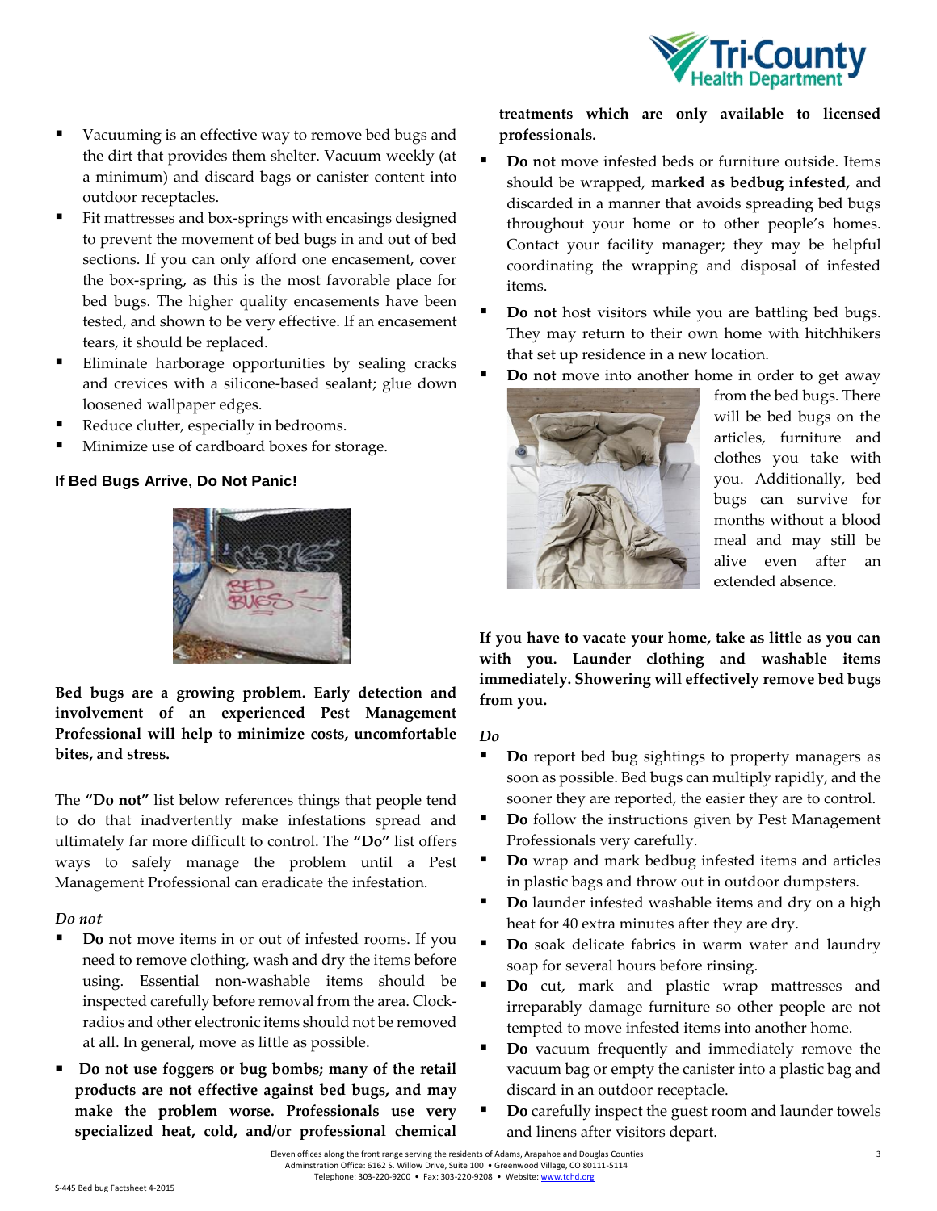- Vacuuming is an effective way to remove bed bugs and the dirt that provides them shelter. Vacuum weekly (at a minimum) and discard bags or canister content into outdoor receptacles.
- Fit mattresses and box-springs with encasings designed to prevent the movement of bed bugs in and out of bed sections. If you can only afford one encasement, cover the box-spring, as this is the most favorable place for bed bugs. The higher quality encasements have been tested, and shown to be very effective. If an encasement tears, it should be replaced.
- Eliminate harborage opportunities by sealing cracks and crevices with a silicone-based sealant; glue down loosened wallpaper edges.
- Reduce clutter, especially in bedrooms.
- Minimize use of cardboard boxes for storage.

### If Bed Bugs Arrive, Do Not Panic!

**Bed bugs are a growing problem. Early detection and involvement of an experienced Pest Management Professional will help to minimize costs, uncomfortable bites, and stress.**

The **"Do not"** list below references things that people tend to do that inadvertently make infestations spread and ultimately far more difficult to control. The **"Do"** list offers ways to safely manage the problem until a Pest Management Professional can eradicate the infestation.

*Do not*

- **Do not** move items in or out of infested rooms. If you need to remove clothing, wash and dry the items before using. Essential non-washable items should be inspected carefully before removal from the area. Clock-radios and other electronic items should not be removed at all. In general, move as little as possible.
- **Do not use foggers or bug bombs; many of the retail products are not effective against bed bugs, and may make the problem worse. Professionals use very specialized heat, cold, and/or professional chemical treatments which are only available to licensed professionals.**
- **Do not** move infested beds or furniture outside. Items should be wrapped, **marked as bedbug infested,** and discarded in a manner that avoids spreading bed bugs throughout your home or to other people's homes. Contact your facility manager; they may be helpful coordinating the wrapping and disposal of infested items.
- **Do not** host visitors while you are battling bed bugs. They may return to their own home with hitchhikers that set up residence in a new location.
- **Do not** move into another home in order to get away from the bed bugs. There will be bed bugs on the articles, furniture and clothes you take with you. Additionally, bed bugs can survive for months without a blood meal and may still be alive even after an extended absence.

**If you have to vacate your home, take as little as you can with you. Launder clothing and washable items immediately. Showering will effectively remove bed bugs from you.**

*Do*

- **Do** report bed bug sightings to property managers as soon as possible. Bed bugs can multiply rapidly, and the sooner they are reported, the easier they are to control.
- **Do** follow the instructions given by Pest Management Professionals very carefully.
- **Do** wrap and mark bedbug infested items and articles in plastic bags and throw out in outdoor dumpsters.
- **Do** launder infested washable items and dry on a high heat for 40 extra minutes after they are dry.
- **Do** soak delicate fabrics in warm water and laundry soap for several hours before rinsing.
- **Do** cut, mark and plastic wrap mattresses and irreparably damage furniture so other people are not tempted to move infested items into another home.
- **Do** vacuum frequently and immediately remove the vacuum bag or empty the canister into a plastic bag and discard in an outdoor receptacle.
- **Do** carefully inspect the guest room and launder towels and linens after visitors depart.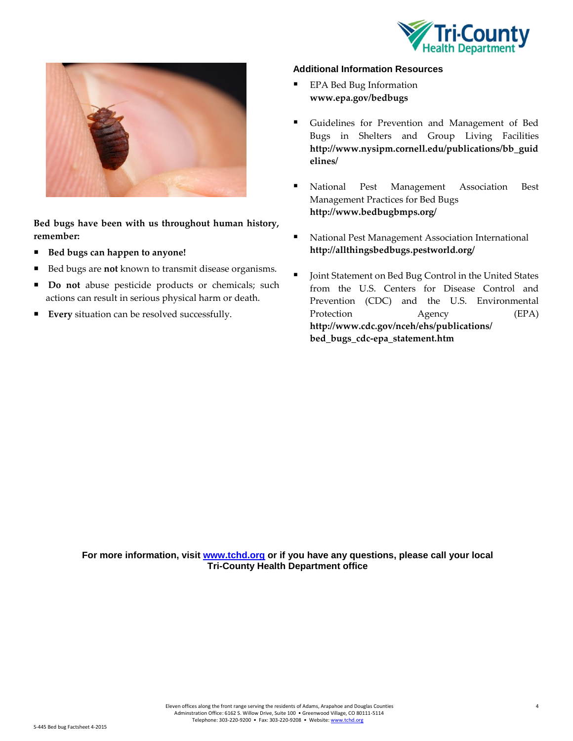**Bed bugs have been with us throughout human history, remember:**

- **Bed bugs can happen to anyone!**
- Bed bugs are **not** known to transmit disease organisms.
- **Do not** abuse pesticide products or chemicals; such actions can result in serious physical harm or death.
- **Every** situation can be resolved successfully.

### Additional Information Resources

- EPA Bed Bug Information
  **www.epa.gov/bedbugs**
- Guidelines for Prevention and Management of Bed Bugs in Shelters and Group Living Facilities
  **http://www.nysipm.cornell.edu/publications/bb_guidelines/**
- National Pest Management Association Best Management Practices for Bed Bugs
  **http://www.bedbugbmps.org/**
- National Pest Management Association International
  **http://allthingsbedbugs.pestworld.org/**
- Joint Statement on Bed Bug Control in the United States from the U.S. Centers for Disease Control and Prevention (CDC) and the U.S. Environmental Protection Agency (EPA)
  **http://www.cdc.gov/nceh/ehs/publications/bed_bugs_cdc-epa_statement.htm**

**For more information, visit [www.tchd.org](http://www.tchd.org) or if you have any questions, please call your local Tri-County Health Department office**

Eleven offices along the front range serving the residents of Adams, Arapahoe and Douglas Counties
Adminstration Office: 6162 S. Willow Drive, Suite 100 • Greenwood Village, CO 80111-5114
Telephone: 303-220-9200 • Fax: 303-220-9208 • Website: www.tchd.org

S-445 Bed bug Factsheet 4-2015